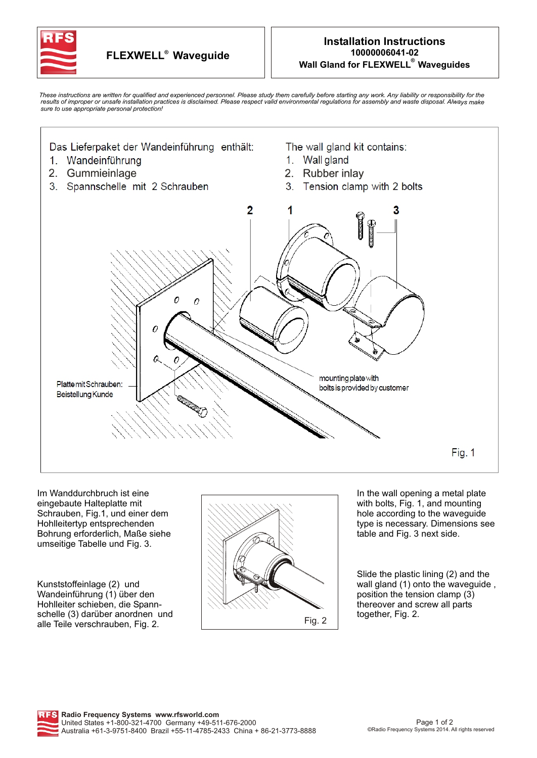# FLEXWELL® Waveguide

## Installation Instructions
**10000006041-02**
**Wall Gland for FLEXWELL® Waveguides**

*These instructions are written for qualified and experienced personnel. Please study them carefully before starting any work. Any liability or responsibility for the results of improper or unsafe installation practices is disclaimed. Please respect valid environmental regulations for assembly and waste disposal. Always make sure to use appropriate personal protection!*

Das Lieferpaket der Wandeinführung enthält:

1. Wandeinführung
2. Gummieinlage
3. Spannschelle mit 2 Schrauben

The wall gland kit contains:

1. Wall gland
2. Rubber inlay
3. Tension clamp with 2 bolts

Platte mit Schrauben: Beistellung Kunde

mounting plate with bolts is provided by customer

Fig. 1

Im Wanddurchbruch ist eine eingebaute Halteplatte mit Schrauben, Fig.1, und einer dem Hohlleitertyp entsprechenden Bohrung erforderlich, Maße siehe umseitige Tabelle und Fig. 3.

In the wall opening a metal plate with bolts, Fig. 1, and mounting hole according to the waveguide type is necessary. Dimensions see table and Fig. 3 next side.

Kunststoffeinlage (2) und Wandeinführung (1) über den Hohlleiter schieben, die Spann-schelle (3) darüber anordnen und alle Teile verschrauben, Fig. 2.

Slide the plastic lining (2) and the wall gland (1) onto the waveguide, position the tension clamp (3) thereover and screw all parts together, Fig. 2.

Fig. 2

Radio Frequency Systems www.rfsworld.com
United States +1-800-321-4700 Germany +49-511-676-2000
Australia +61-3-9751-8400 Brazil +55-11-4785-2433 China + 86-21-3773-8888

©Radio Frequency Systems 2014. All rights reserved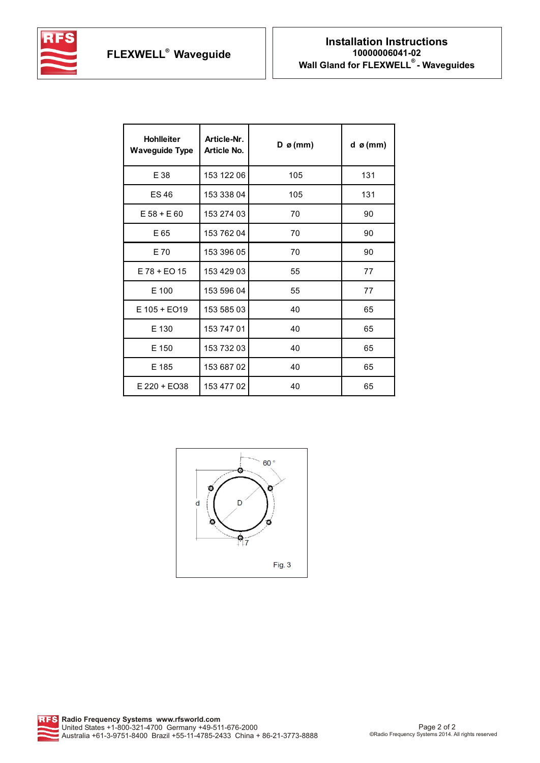| Hohlleiter Waveguide Type | Article-Nr. Article No. | D ø (mm) | d ø (mm) |
|---|---|---|---|
| E 38 | 153 122 06 | 105 | 131 |
| ES 46 | 153 338 04 | 105 | 131 |
| E 58 + E 60 | 153 274 03 | 70 | 90 |
| E 65 | 153 762 04 | 70 | 90 |
| E 70 | 153 396 05 | 70 | 90 |
| E 78 + EO 15 | 153 429 03 | 55 | 77 |
| E 100 | 153 596 04 | 55 | 77 |
| E 105 + EO19 | 153 585 03 | 40 | 65 |
| E 130 | 153 747 01 | 40 | 65 |
| E 150 | 153 732 03 | 40 | 65 |
| E 185 | 153 687 02 | 40 | 65 |
| E 220 + EO38 | 153 477 02 | 40 | 65 |

60 °

d

D

7

Fig. 3